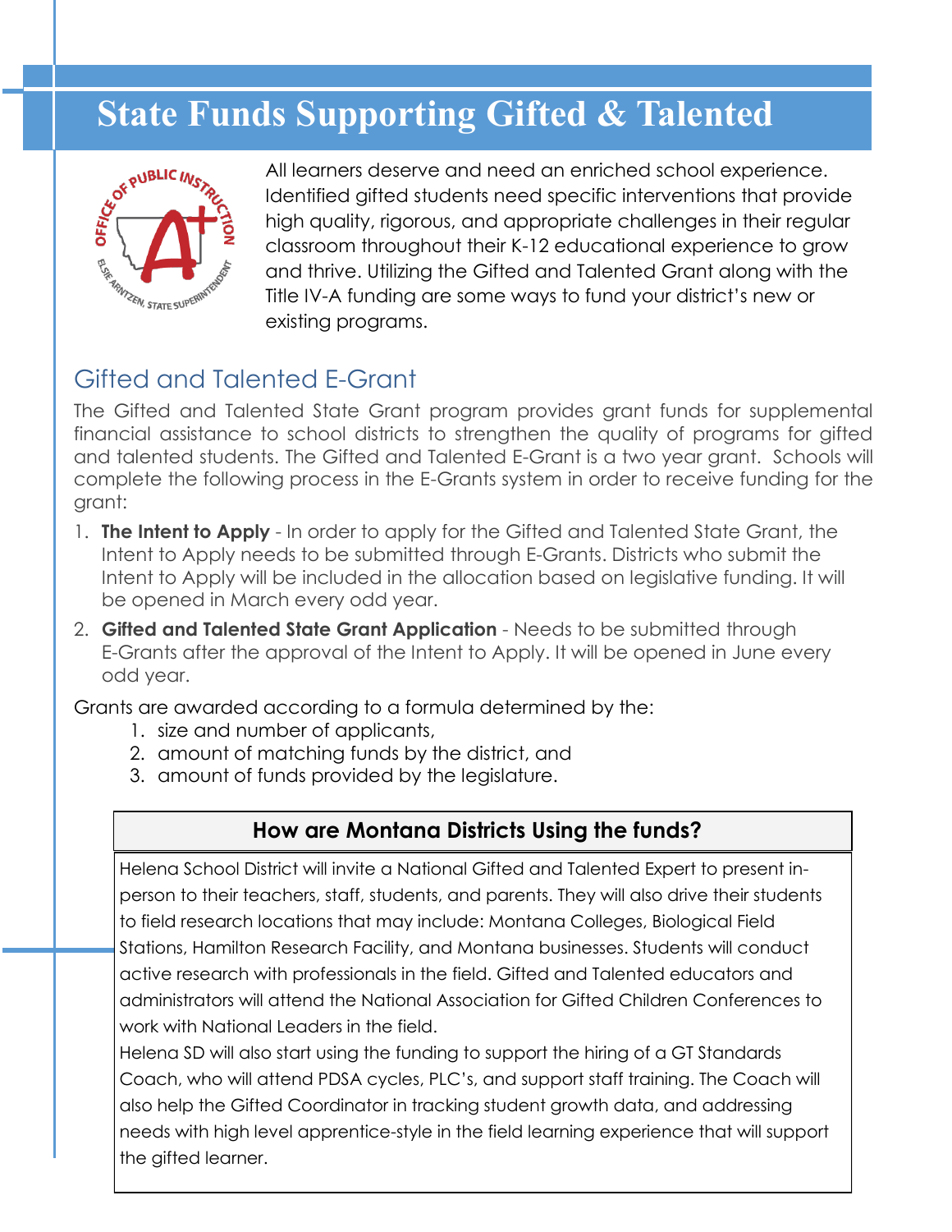# State Funds Supporting Gifted & Talented

All learners deserve and need an enriched school experience. Identified gifted students need specific interventions that provide high quality, rigorous, and appropriate challenges in their regular classroom throughout their K-12 educational experience to grow and thrive. Utilizing the Gifted and Talented Grant along with the Title IV-A funding are some ways to fund your district's new or existing programs.

## Gifted and Talented E-Grant

The Gifted and Talented State Grant program provides grant funds for supplemental financial assistance to school districts to strengthen the quality of programs for gifted and talented students. The Gifted and Talented E-Grant is a two year grant. Schools will complete the following process in the E-Grants system in order to receive funding for the grant:

1. **The Intent to Apply** - In order to apply for the Gifted and Talented State Grant, the Intent to Apply needs to be submitted through E-Grants. Districts who submit the Intent to Apply will be included in the allocation based on legislative funding. It will be opened in March every odd year.
2. **Gifted and Talented State Grant Application** - Needs to be submitted through E-Grants after the approval of the Intent to Apply. It will be opened in June every odd year.

Grants are awarded according to a formula determined by the:

1. size and number of applicants,
2. amount of matching funds by the district, and
3. amount of funds provided by the legislature.

### How are Montana Districts Using the funds?

Helena School District will invite a National Gifted and Talented Expert to present in-person to their teachers, staff, students, and parents. They will also drive their students to field research locations that may include: Montana Colleges, Biological Field Stations, Hamilton Research Facility, and Montana businesses. Students will conduct active research with professionals in the field. Gifted and Talented educators and administrators will attend the National Association for Gifted Children Conferences to work with National Leaders in the field.

Helena SD will also start using the funding to support the hiring of a GT Standards Coach, who will attend PDSA cycles, PLC's, and support staff training. The Coach will also help the Gifted Coordinator in tracking student growth data, and addressing needs with high level apprentice-style in the field learning experience that will support the gifted learner.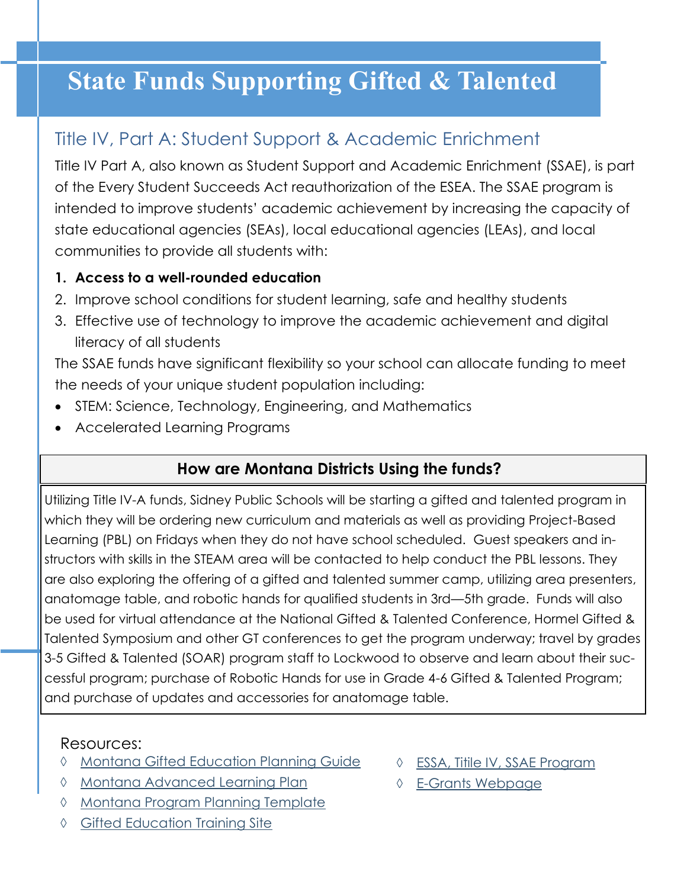# State Funds Supporting Gifted & Talented

## Title IV, Part A: Student Support & Academic Enrichment

Title IV Part A, also known as Student Support and Academic Enrichment (SSAE), is part of the Every Student Succeeds Act reauthorization of the ESEA. The SSAE program is intended to improve students' academic achievement by increasing the capacity of state educational agencies (SEAs), local educational agencies (LEAs), and local communities to provide all students with:

1. **Access to a well-rounded education**
2. Improve school conditions for student learning, safe and healthy students
3. Effective use of technology to improve the academic achievement and digital literacy of all students

The SSAE funds have significant flexibility so your school can allocate funding to meet the needs of your unique student population including:

- STEM: Science, Technology, Engineering, and Mathematics
- Accelerated Learning Programs

### How are Montana Districts Using the funds?

Utilizing Title IV-A funds, Sidney Public Schools will be starting a gifted and talented program in which they will be ordering new curriculum and materials as well as providing Project-Based Learning (PBL) on Fridays when they do not have school scheduled. Guest speakers and instructors with skills in the STEAM area will be contacted to help conduct the PBL lessons. They are also exploring the offering of a gifted and talented summer camp, utilizing area presenters, anatomage table, and robotic hands for qualified students in 3rd—5th grade. Funds will also be used for virtual attendance at the National Gifted & Talented Conference, Hormel Gifted & Talented Symposium and other GT conferences to get the program underway; travel by grades 3-5 Gifted & Talented (SOAR) program staff to Lockwood to observe and learn about their successful program; purchase of Robotic Hands for use in Grade 4-6 Gifted & Talented Program; and purchase of updates and accessories for anatomage table.

Resources:

- Montana Gifted Education Planning Guide
- Montana Advanced Learning Plan
- Montana Program Planning Template
- Gifted Education Training Site
- ESSA, Titile IV, SSAE Program
- E-Grants Webpage